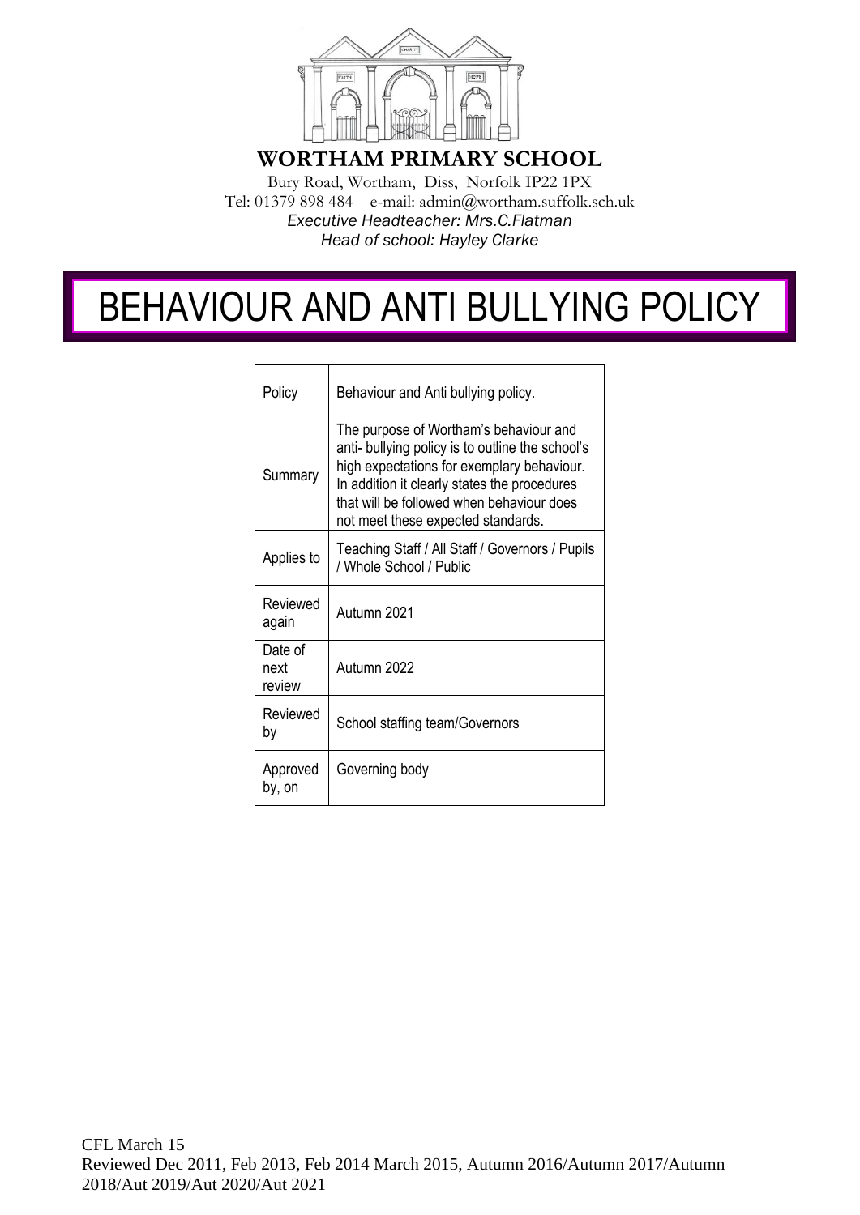**WORTHAM PRIMARY SCHOOL**

Bury Road, Wortham, Diss, Norfolk IP22 1PX
Tel: 01379 898 484 e-mail: admin@wortham.suffolk.sch.uk
*Executive Headteacher: Mrs.C.Flatman*
*Head of school: Hayley Clarke*

# BEHAVIOUR AND ANTI BULLYING POLICY

| Policy | Behaviour and Anti bullying policy. |
| --- | --- |
| Summary | The purpose of Wortham's behaviour and anti- bullying policy is to outline the school's high expectations for exemplary behaviour. In addition it clearly states the procedures that will be followed when behaviour does not meet these expected standards. |
| Applies to | Teaching Staff / All Staff / Governors / Pupils / Whole School / Public |
| Reviewed again | Autumn 2021 |
| Date of next review | Autumn 2022 |
| Reviewed by | School staffing team/Governors |
| Approved by, on | Governing body |

CFL March 15
Reviewed Dec 2011, Feb 2013, Feb 2014 March 2015, Autumn 2016/Autumn 2017/Autumn 2018/Aut 2019/Aut 2020/Aut 2021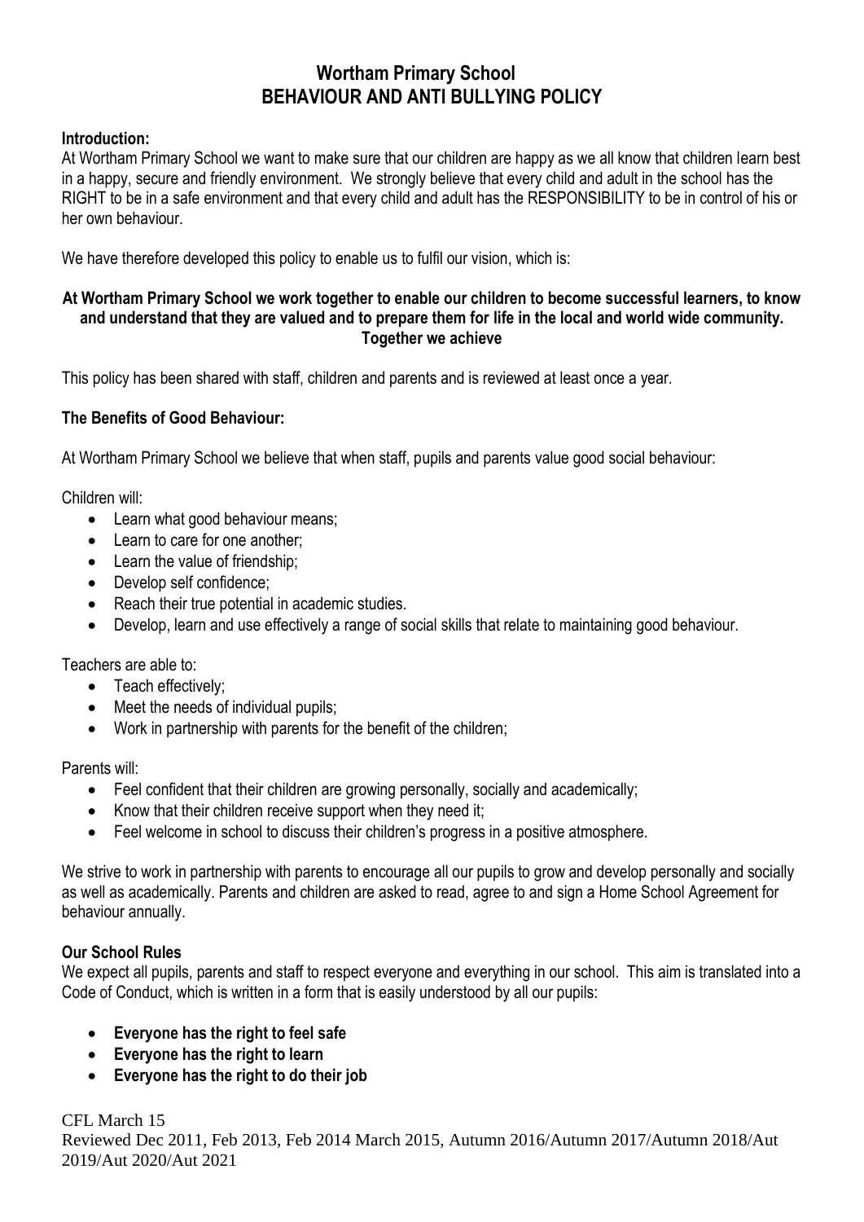# Wortham Primary School
# BEHAVIOUR AND ANTI BULLYING POLICY

**Introduction:**

At Wortham Primary School we want to make sure that our children are happy as we all know that children learn best in a happy, secure and friendly environment. We strongly believe that every child and adult in the school has the RIGHT to be in a safe environment and that every child and adult has the RESPONSIBILITY to be in control of his or her own behaviour.

We have therefore developed this policy to enable us to fulfil our vision, which is:

**At Wortham Primary School we work together to enable our children to become successful learners, to know and understand that they are valued and to prepare them for life in the local and world wide community. Together we achieve**

This policy has been shared with staff, children and parents and is reviewed at least once a year.

**The Benefits of Good Behaviour:**

At Wortham Primary School we believe that when staff, pupils and parents value good social behaviour:

Children will:

- Learn what good behaviour means;
- Learn to care for one another;
- Learn the value of friendship;
- Develop self confidence;
- Reach their true potential in academic studies.
- Develop, learn and use effectively a range of social skills that relate to maintaining good behaviour.

Teachers are able to:

- Teach effectively;
- Meet the needs of individual pupils;
- Work in partnership with parents for the benefit of the children;

Parents will:

- Feel confident that their children are growing personally, socially and academically;
- Know that their children receive support when they need it;
- Feel welcome in school to discuss their children's progress in a positive atmosphere.

We strive to work in partnership with parents to encourage all our pupils to grow and develop personally and socially as well as academically. Parents and children are asked to read, agree to and sign a Home School Agreement for behaviour annually.

**Our School Rules**

We expect all pupils, parents and staff to respect everyone and everything in our school. This aim is translated into a Code of Conduct, which is written in a form that is easily understood by all our pupils:

- **Everyone has the right to feel safe**
- **Everyone has the right to learn**
- **Everyone has the right to do their job**

CFL March 15
Reviewed Dec 2011, Feb 2013, Feb 2014 March 2015, Autumn 2016/Autumn 2017/Autumn 2018/Aut 2019/Aut 2020/Aut 2021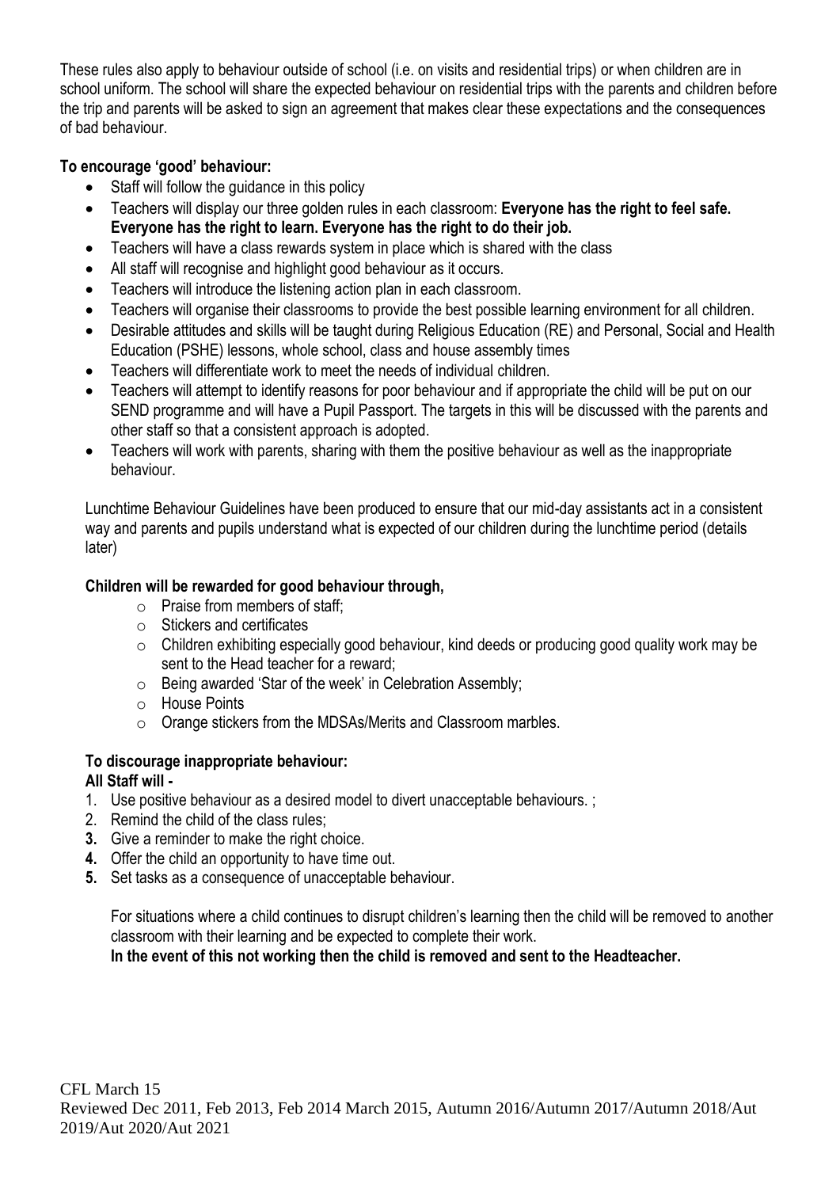These rules also apply to behaviour outside of school (i.e. on visits and residential trips) or when children are in school uniform. The school will share the expected behaviour on residential trips with the parents and children before the trip and parents will be asked to sign an agreement that makes clear these expectations and the consequences of bad behaviour.

**To encourage 'good' behaviour:**

- Staff will follow the guidance in this policy
- Teachers will display our three golden rules in each classroom: **Everyone has the right to feel safe. Everyone has the right to learn. Everyone has the right to do their job.**
- Teachers will have a class rewards system in place which is shared with the class
- All staff will recognise and highlight good behaviour as it occurs.
- Teachers will introduce the listening action plan in each classroom.
- Teachers will organise their classrooms to provide the best possible learning environment for all children.
- Desirable attitudes and skills will be taught during Religious Education (RE) and Personal, Social and Health Education (PSHE) lessons, whole school, class and house assembly times
- Teachers will differentiate work to meet the needs of individual children.
- Teachers will attempt to identify reasons for poor behaviour and if appropriate the child will be put on our SEND programme and will have a Pupil Passport. The targets in this will be discussed with the parents and other staff so that a consistent approach is adopted.
- Teachers will work with parents, sharing with them the positive behaviour as well as the inappropriate behaviour.

Lunchtime Behaviour Guidelines have been produced to ensure that our mid-day assistants act in a consistent way and parents and pupils understand what is expected of our children during the lunchtime period (details later)

**Children will be rewarded for good behaviour through,**

- Praise from members of staff;
- Stickers and certificates
- Children exhibiting especially good behaviour, kind deeds or producing good quality work may be sent to the Head teacher for a reward;
- Being awarded 'Star of the week' in Celebration Assembly;
- House Points
- Orange stickers from the MDSAs/Merits and Classroom marbles.

**To discourage inappropriate behaviour:**

**All Staff will -**

1. Use positive behaviour as a desired model to divert unacceptable behaviours. ;
2. Remind the child of the class rules;
3. Give a reminder to make the right choice.
4. Offer the child an opportunity to have time out.
5. Set tasks as a consequence of unacceptable behaviour.

For situations where a child continues to disrupt children's learning then the child will be removed to another classroom with their learning and be expected to complete their work.

**In the event of this not working then the child is removed and sent to the Headteacher.**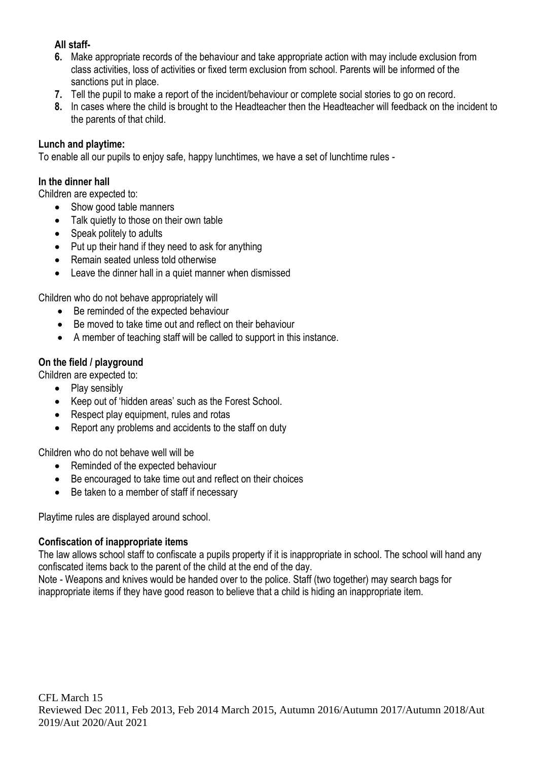**All staff-**

6. Make appropriate records of the behaviour and take appropriate action with may include exclusion from class activities, loss of activities or fixed term exclusion from school. Parents will be informed of the sanctions put in place.
7. Tell the pupil to make a report of the incident/behaviour or complete social stories to go on record.
8. In cases where the child is brought to the Headteacher then the Headteacher will feedback on the incident to the parents of that child.

**Lunch and playtime:**

To enable all our pupils to enjoy safe, happy lunchtimes, we have a set of lunchtime rules -

**In the dinner hall**

Children are expected to:

- Show good table manners
- Talk quietly to those on their own table
- Speak politely to adults
- Put up their hand if they need to ask for anything
- Remain seated unless told otherwise
- Leave the dinner hall in a quiet manner when dismissed

Children who do not behave appropriately will

- Be reminded of the expected behaviour
- Be moved to take time out and reflect on their behaviour
- A member of teaching staff will be called to support in this instance.

**On the field / playground**

Children are expected to:

- Play sensibly
- Keep out of 'hidden areas' such as the Forest School.
- Respect play equipment, rules and rotas
- Report any problems and accidents to the staff on duty

Children who do not behave well will be

- Reminded of the expected behaviour
- Be encouraged to take time out and reflect on their choices
- Be taken to a member of staff if necessary

Playtime rules are displayed around school.

**Confiscation of inappropriate items**

The law allows school staff to confiscate a pupils property if it is inappropriate in school. The school will hand any confiscated items back to the parent of the child at the end of the day.

Note - Weapons and knives would be handed over to the police. Staff (two together) may search bags for inappropriate items if they have good reason to believe that a child is hiding an inappropriate item.

CFL March 15
Reviewed Dec 2011, Feb 2013, Feb 2014 March 2015, Autumn 2016/Autumn 2017/Autumn 2018/Aut 2019/Aut 2020/Aut 2021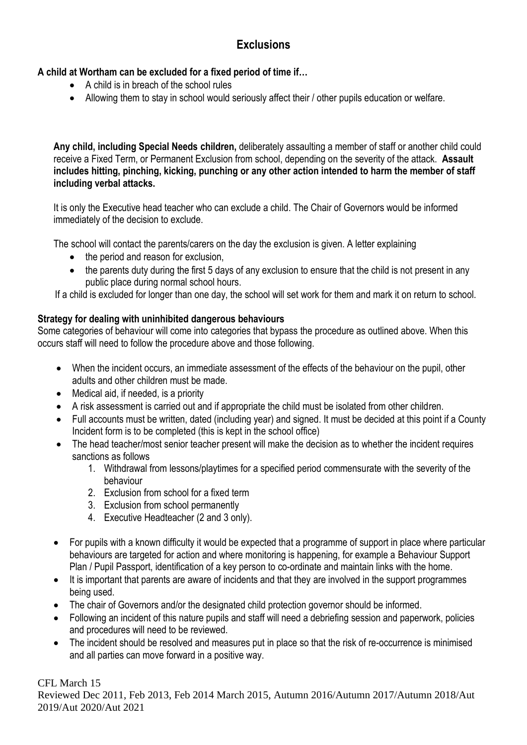## Exclusions

**A child at Wortham can be excluded for a fixed period of time if…**

- A child is in breach of the school rules
- Allowing them to stay in school would seriously affect their / other pupils education or welfare.

**Any child, including Special Needs children,** deliberately assaulting a member of staff or another child could receive a Fixed Term, or Permanent Exclusion from school, depending on the severity of the attack. **Assault includes hitting, pinching, kicking, punching or any other action intended to harm the member of staff including verbal attacks.**

It is only the Executive head teacher who can exclude a child. The Chair of Governors would be informed immediately of the decision to exclude.

The school will contact the parents/carers on the day the exclusion is given. A letter explaining

- the period and reason for exclusion,
- the parents duty during the first 5 days of any exclusion to ensure that the child is not present in any public place during normal school hours.

If a child is excluded for longer than one day, the school will set work for them and mark it on return to school.

**Strategy for dealing with uninhibited dangerous behaviours**

Some categories of behaviour will come into categories that bypass the procedure as outlined above. When this occurs staff will need to follow the procedure above and those following.

- When the incident occurs, an immediate assessment of the effects of the behaviour on the pupil, other adults and other children must be made.
- Medical aid, if needed, is a priority
- A risk assessment is carried out and if appropriate the child must be isolated from other children.
- Full accounts must be written, dated (including year) and signed. It must be decided at this point if a County Incident form is to be completed (this is kept in the school office)
- The head teacher/most senior teacher present will make the decision as to whether the incident requires sanctions as follows
    1. Withdrawal from lessons/playtimes for a specified period commensurate with the severity of the behaviour
    2. Exclusion from school for a fixed term
    3. Exclusion from school permanently
    4. Executive Headteacher (2 and 3 only).
- For pupils with a known difficulty it would be expected that a programme of support in place where particular behaviours are targeted for action and where monitoring is happening, for example a Behaviour Support Plan / Pupil Passport, identification of a key person to co-ordinate and maintain links with the home.
- It is important that parents are aware of incidents and that they are involved in the support programmes being used.
- The chair of Governors and/or the designated child protection governor should be informed.
- Following an incident of this nature pupils and staff will need a debriefing session and paperwork, policies and procedures will need to be reviewed.
- The incident should be resolved and measures put in place so that the risk of re-occurrence is minimised and all parties can move forward in a positive way.

CFL March 15
Reviewed Dec 2011, Feb 2013, Feb 2014 March 2015, Autumn 2016/Autumn 2017/Autumn 2018/Aut 2019/Aut 2020/Aut 2021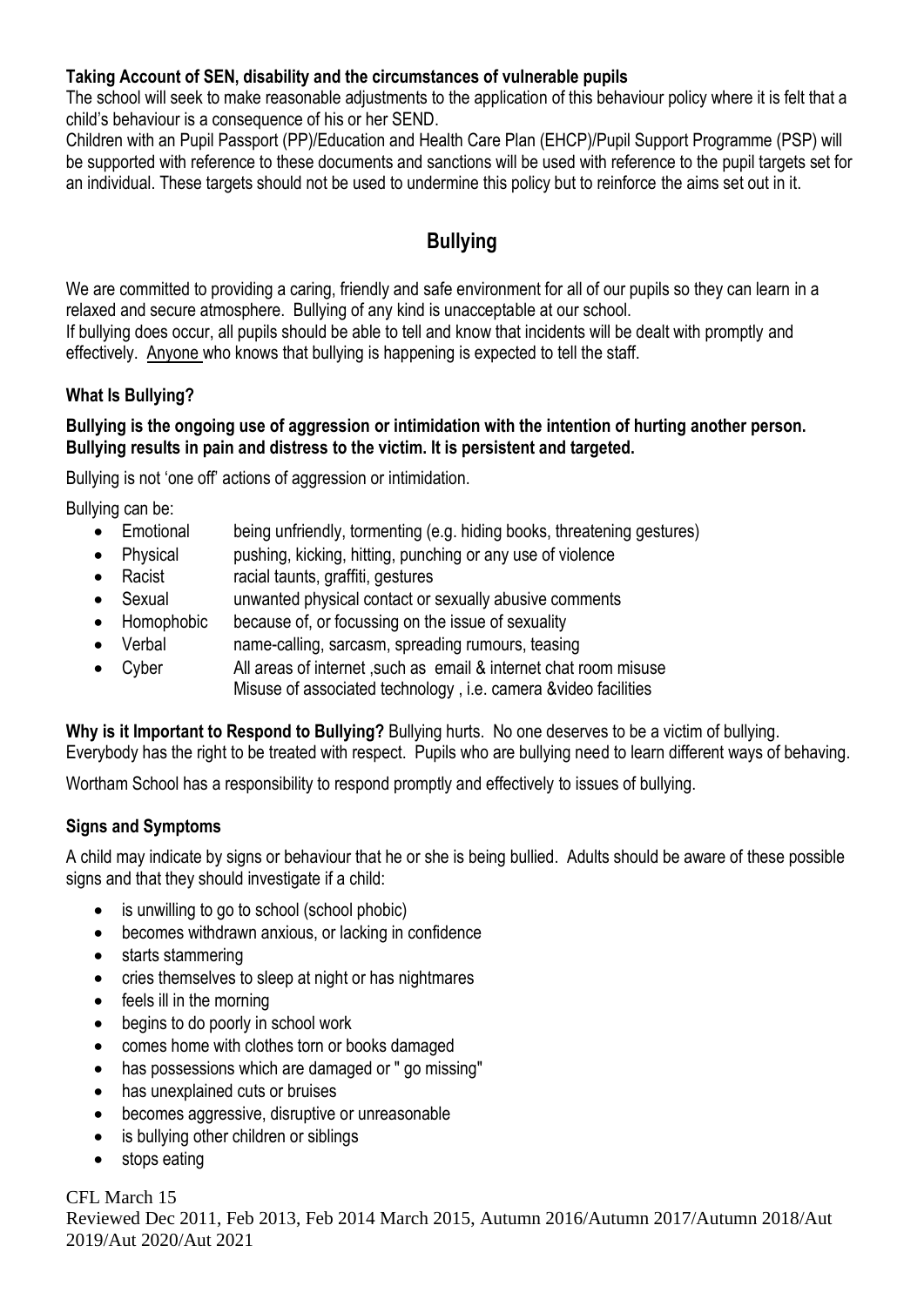### Taking Account of SEN, disability and the circumstances of vulnerable pupils

The school will seek to make reasonable adjustments to the application of this behaviour policy where it is felt that a child's behaviour is a consequence of his or her SEND.

Children with an Pupil Passport (PP)/Education and Health Care Plan (EHCP)/Pupil Support Programme (PSP) will be supported with reference to these documents and sanctions will be used with reference to the pupil targets set for an individual. These targets should not be used to undermine this policy but to reinforce the aims set out in it.

## Bullying

We are committed to providing a caring, friendly and safe environment for all of our pupils so they can learn in a relaxed and secure atmosphere. Bullying of any kind is unacceptable at our school.
If bullying does occur, all pupils should be able to tell and know that incidents will be dealt with promptly and effectively. Anyone who knows that bullying is happening is expected to tell the staff.

### What Is Bullying?

**Bullying is the ongoing use of aggression or intimidation with the intention of hurting another person. Bullying results in pain and distress to the victim. It is persistent and targeted.**

Bullying is not 'one off' actions of aggression or intimidation.

Bullying can be:

- Emotional — being unfriendly, tormenting (e.g. hiding books, threatening gestures)
- Physical — pushing, kicking, hitting, punching or any use of violence
- Racist — racial taunts, graffiti, gestures
- Sexual — unwanted physical contact or sexually abusive comments
- Homophobic — because of, or focussing on the issue of sexuality
- Verbal — name-calling, sarcasm, spreading rumours, teasing
- Cyber — All areas of internet ,such as email & internet chat room misuse
  Misuse of associated technology , i.e. camera &video facilities

**Why is it Important to Respond to Bullying?** Bullying hurts. No one deserves to be a victim of bullying. Everybody has the right to be treated with respect. Pupils who are bullying need to learn different ways of behaving.

Wortham School has a responsibility to respond promptly and effectively to issues of bullying.

### Signs and Symptoms

A child may indicate by signs or behaviour that he or she is being bullied. Adults should be aware of these possible signs and that they should investigate if a child:

- is unwilling to go to school (school phobic)
- becomes withdrawn anxious, or lacking in confidence
- starts stammering
- cries themselves to sleep at night or has nightmares
- feels ill in the morning
- begins to do poorly in school work
- comes home with clothes torn or books damaged
- has possessions which are damaged or " go missing"
- has unexplained cuts or bruises
- becomes aggressive, disruptive or unreasonable
- is bullying other children or siblings
- stops eating

CFL March 15
Reviewed Dec 2011, Feb 2013, Feb 2014 March 2015, Autumn 2016/Autumn 2017/Autumn 2018/Aut 2019/Aut 2020/Aut 2021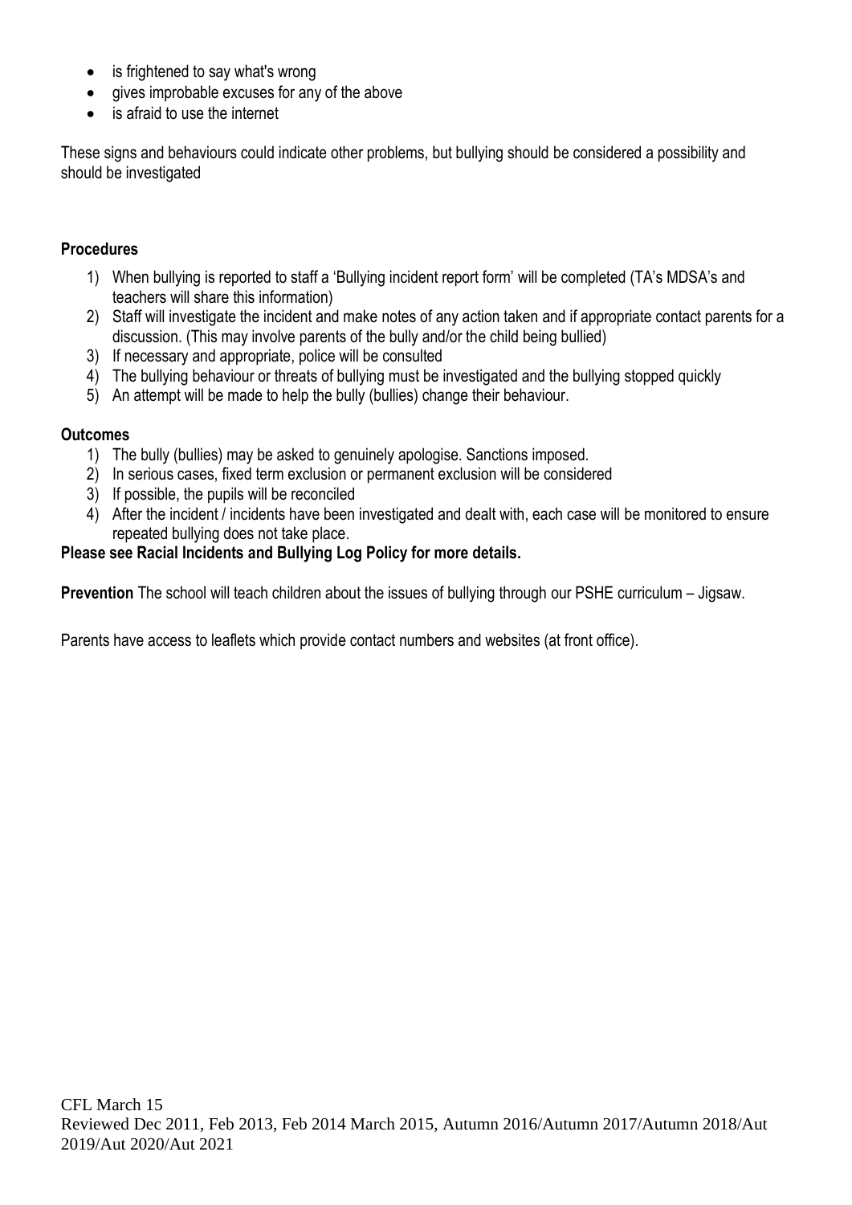- is frightened to say what's wrong
- gives improbable excuses for any of the above
- is afraid to use the internet

These signs and behaviours could indicate other problems, but bullying should be considered a possibility and should be investigated

**Procedures**

1) When bullying is reported to staff a 'Bullying incident report form' will be completed (TA's MDSA's and teachers will share this information)
2) Staff will investigate the incident and make notes of any action taken and if appropriate contact parents for a discussion. (This may involve parents of the bully and/or the child being bullied)
3) If necessary and appropriate, police will be consulted
4) The bullying behaviour or threats of bullying must be investigated and the bullying stopped quickly
5) An attempt will be made to help the bully (bullies) change their behaviour.

**Outcomes**

1) The bully (bullies) may be asked to genuinely apologise. Sanctions imposed.
2) In serious cases, fixed term exclusion or permanent exclusion will be considered
3) If possible, the pupils will be reconciled
4) After the incident / incidents have been investigated and dealt with, each case will be monitored to ensure repeated bullying does not take place.

**Please see Racial Incidents and Bullying Log Policy for more details.**

**Prevention** The school will teach children about the issues of bullying through our PSHE curriculum – Jigsaw.

Parents have access to leaflets which provide contact numbers and websites (at front office).

CFL March 15
Reviewed Dec 2011, Feb 2013, Feb 2014 March 2015, Autumn 2016/Autumn 2017/Autumn 2018/Aut 2019/Aut 2020/Aut 2021